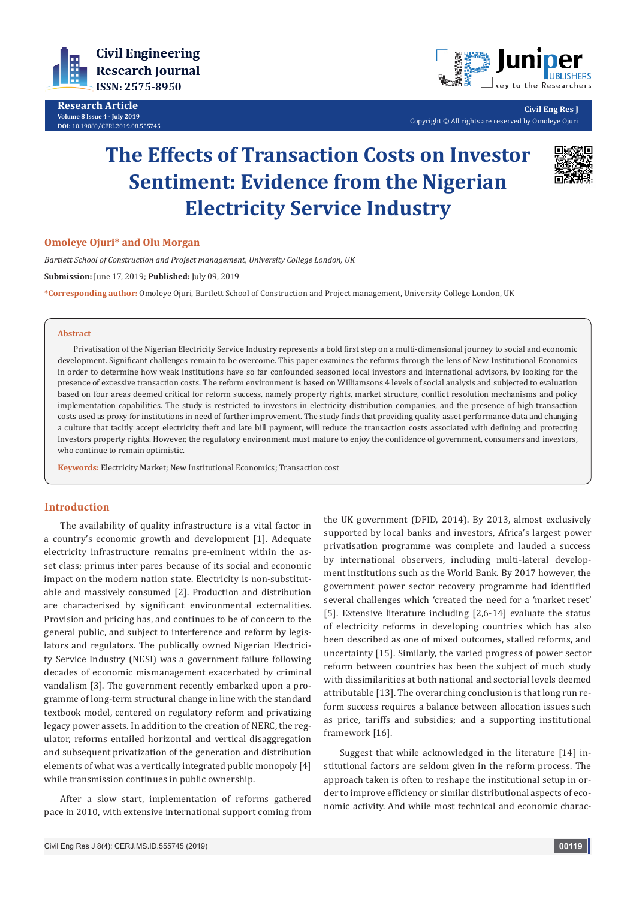Research Article

# The Effects of Transaction Costs on Investor Sentiment: Evidence from the Nigerian Electricity Service Industry

**Omoleye Ojuri\* and Olu Morgan**

*Bartlett School of Construction and Project management, University College London, UK*

**Submission:** June 17, 2019; **Published:** July 09, 2019

**\*Corresponding author:** Omoleye Ojuri, Bartlett School of Construction and Project management, University College London, UK

**Abstract**

Privatisation of the Nigerian Electricity Service Industry represents a bold first step on a multi-dimensional journey to social and economic development. Significant challenges remain to be overcome. This paper examines the reforms through the lens of New Institutional Economics in order to determine how weak institutions have so far confounded seasoned local investors and international advisors, by looking for the presence of excessive transaction costs. The reform environment is based on Williamsons 4 levels of social analysis and subjected to evaluation based on four areas deemed critical for reform success, namely property rights, market structure, conflict resolution mechanisms and policy implementation capabilities. The study is restricted to investors in electricity distribution companies, and the presence of high transaction costs used as proxy for institutions in need of further improvement. The study finds that providing quality asset performance data and changing a culture that tacitly accept electricity theft and late bill payment, will reduce the transaction costs associated with defining and protecting Investors property rights. However, the regulatory environment must mature to enjoy the confidence of government, consumers and investors, who continue to remain optimistic.

**Keywords:** Electricity Market; New Institutional Economics; Transaction cost

## Introduction

The availability of quality infrastructure is a vital factor in a country's economic growth and development [1]. Adequate electricity infrastructure remains pre-eminent within the asset class; primus inter pares because of its social and economic impact on the modern nation state. Electricity is non-substitutable and massively consumed [2]. Production and distribution are characterised by significant environmental externalities. Provision and pricing has, and continues to be of concern to the general public, and subject to interference and reform by legislators and regulators. The publically owned Nigerian Electricity Service Industry (NESI) was a government failure following decades of economic mismanagement exacerbated by criminal vandalism [3]. The government recently embarked upon a programme of long-term structural change in line with the standard textbook model, centered on regulatory reform and privatizing legacy power assets. In addition to the creation of NERC, the regulator, reforms entailed horizontal and vertical disaggregation and subsequent privatization of the generation and distribution elements of what was a vertically integrated public monopoly [4] while transmission continues in public ownership.

After a slow start, implementation of reforms gathered pace in 2010, with extensive international support coming from the UK government (DFID, 2014). By 2013, almost exclusively supported by local banks and investors, Africa's largest power privatisation programme was complete and lauded a success by international observers, including multi-lateral development institutions such as the World Bank. By 2017 however, the government power sector recovery programme had identified several challenges which 'created the need for a 'market reset' [5]. Extensive literature including [2,6-14] evaluate the status of electricity reforms in developing countries which has also been described as one of mixed outcomes, stalled reforms, and uncertainty [15]. Similarly, the varied progress of power sector reform between countries has been the subject of much study with dissimilarities at both national and sectorial levels deemed attributable [13]. The overarching conclusion is that long run reform success requires a balance between allocation issues such as price, tariffs and subsidies; and a supporting institutional framework [16].

Suggest that while acknowledged in the literature [14] institutional factors are seldom given in the reform process. The approach taken is often to reshape the institutional setup in order to improve efficiency or similar distributional aspects of economic activity. And while most technical and economic charac-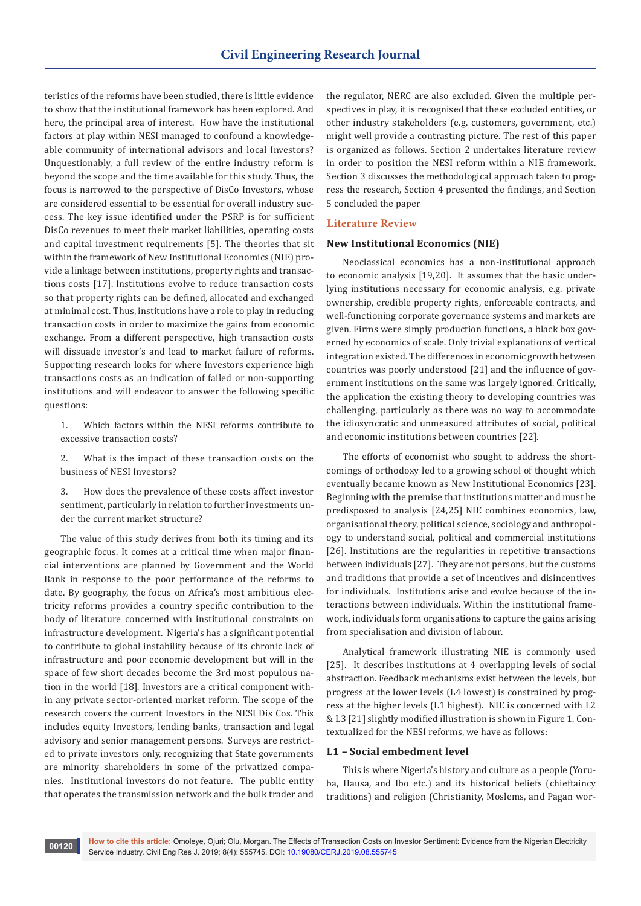teristics of the reforms have been studied, there is little evidence to show that the institutional framework has been explored. And here, the principal area of interest. How have the institutional factors at play within NESI managed to confound a knowledgeable community of international advisors and local Investors? Unquestionably, a full review of the entire industry reform is beyond the scope and the time available for this study. Thus, the focus is narrowed to the perspective of DisCo Investors, whose are considered essential to be essential for overall industry success. The key issue identified under the PSRP is for sufficient DisCo revenues to meet their market liabilities, operating costs and capital investment requirements [5]. The theories that sit within the framework of New Institutional Economics (NIE) provide a linkage between institutions, property rights and transactions costs [17]. Institutions evolve to reduce transaction costs so that property rights can be defined, allocated and exchanged at minimal cost. Thus, institutions have a role to play in reducing transaction costs in order to maximize the gains from economic exchange. From a different perspective, high transaction costs will dissuade investor's and lead to market failure of reforms. Supporting research looks for where Investors experience high transactions costs as an indication of failed or non-supporting institutions and will endeavor to answer the following specific questions:

1. Which factors within the NESI reforms contribute to excessive transaction costs?

2. What is the impact of these transaction costs on the business of NESI Investors?

3. How does the prevalence of these costs affect investor sentiment, particularly in relation to further investments under the current market structure?

The value of this study derives from both its timing and its geographic focus. It comes at a critical time when major financial interventions are planned by Government and the World Bank in response to the poor performance of the reforms to date. By geography, the focus on Africa's most ambitious electricity reforms provides a country specific contribution to the body of literature concerned with institutional constraints on infrastructure development. Nigeria's has a significant potential to contribute to global instability because of its chronic lack of infrastructure and poor economic development but will in the space of few short decades become the 3rd most populous nation in the world [18]. Investors are a critical component within any private sector-oriented market reform. The scope of the research covers the current Investors in the NESI Dis Cos. This includes equity Investors, lending banks, transaction and legal advisory and senior management persons. Surveys are restricted to private investors only, recognizing that State governments are minority shareholders in some of the privatized companies. Institutional investors do not feature. The public entity that operates the transmission network and the bulk trader and the regulator, NERC are also excluded. Given the multiple perspectives in play, it is recognised that these excluded entities, or other industry stakeholders (e.g. customers, government, etc.) might well provide a contrasting picture. The rest of this paper is organized as follows. Section 2 undertakes literature review in order to position the NESI reform within a NIE framework. Section 3 discusses the methodological approach taken to progress the research, Section 4 presented the findings, and Section 5 concluded the paper

## Literature Review

### New Institutional Economics (NIE)

Neoclassical economics has a non-institutional approach to economic analysis [19,20]. It assumes that the basic underlying institutions necessary for economic analysis, e.g. private ownership, credible property rights, enforceable contracts, and well-functioning corporate governance systems and markets are given. Firms were simply production functions, a black box governed by economics of scale. Only trivial explanations of vertical integration existed. The differences in economic growth between countries was poorly understood [21] and the influence of government institutions on the same was largely ignored. Critically, the application the existing theory to developing countries was challenging, particularly as there was no way to accommodate the idiosyncratic and unmeasured attributes of social, political and economic institutions between countries [22].

The efforts of economist who sought to address the shortcomings of orthodoxy led to a growing school of thought which eventually became known as New Institutional Economics [23]. Beginning with the premise that institutions matter and must be predisposed to analysis [24,25] NIE combines economics, law, organisational theory, political science, sociology and anthropology to understand social, political and commercial institutions [26]. Institutions are the regularities in repetitive transactions between individuals [27]. They are not persons, but the customs and traditions that provide a set of incentives and disincentives for individuals. Institutions arise and evolve because of the interactions between individuals. Within the institutional framework, individuals form organisations to capture the gains arising from specialisation and division of labour.

Analytical framework illustrating NIE is commonly used [25]. It describes institutions at 4 overlapping levels of social abstraction. Feedback mechanisms exist between the levels, but progress at the lower levels (L4 lowest) is constrained by progress at the higher levels (L1 highest). NIE is concerned with L2 & L3 [21] slightly modified illustration is shown in Figure 1. Contextualized for the NESI reforms, we have as follows:

### L1 – Social embedment level

This is where Nigeria's history and culture as a people (Yoruba, Hausa, and Ibo etc.) and its historical beliefs (chieftaincy traditions) and religion (Christianity, Moslems, and Pagan wor-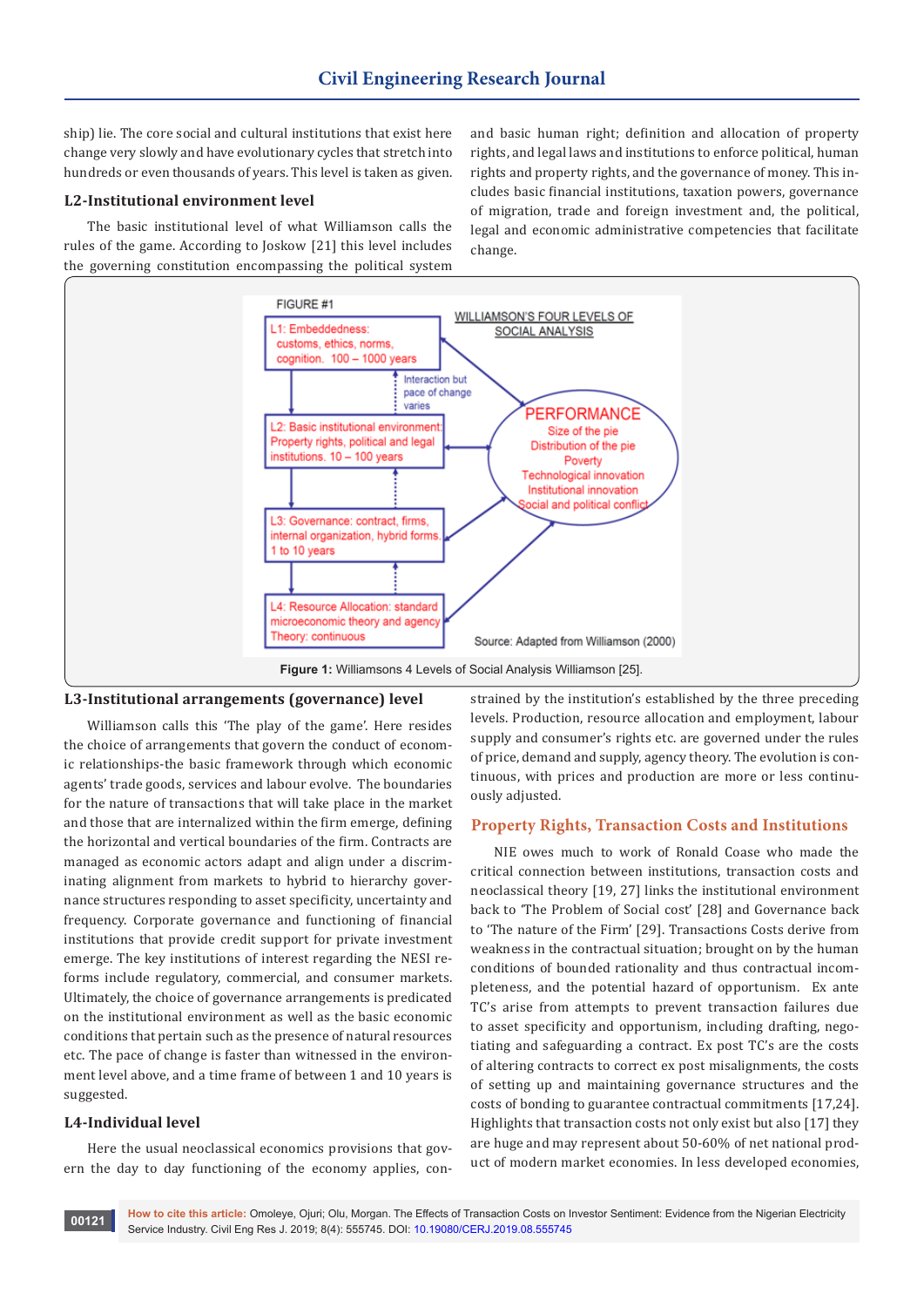ship) lie. The core social and cultural institutions that exist here change very slowly and have evolutionary cycles that stretch into hundreds or even thousands of years. This level is taken as given.

### L2-Institutional environment level

The basic institutional level of what Williamson calls the rules of the game. According to Joskow [21] this level includes the governing constitution encompassing the political system and basic human right; definition and allocation of property rights, and legal laws and institutions to enforce political, human rights and property rights, and the governance of money. This includes basic financial institutions, taxation powers, governance of migration, trade and foreign investment and, the political, legal and economic administrative competencies that facilitate change.

FIGURE #1

WILLIAMSON'S FOUR LEVELS OF SOCIAL ANALYSIS

L1: Embeddedness: customs, ethics, norms, cognition. 100 – 1000 years

Interaction but pace of change varies

L2: Basic institutional environment: Property rights, political and legal institutions. 10 – 100 years

L3: Governance: contract, firms, internal organization, hybrid forms. 1 to 10 years

L4: Resource Allocation: standard microeconomic theory and agency Theory: continuous

PERFORMANCE
Size of the pie
Distribution of the pie
Poverty
Technological innovation
Institutional innovation
Social and political conflict

Source: Adapted from Williamson (2000)

**Figure 1:** Williamsons 4 Levels of Social Analysis Williamson [25].

### L3-Institutional arrangements (governance) level

Williamson calls this 'The play of the game'. Here resides the choice of arrangements that govern the conduct of economic relationships-the basic framework through which economic agents' trade goods, services and labour evolve. The boundaries for the nature of transactions that will take place in the market and those that are internalized within the firm emerge, defining the horizontal and vertical boundaries of the firm. Contracts are managed as economic actors adapt and align under a discriminating alignment from markets to hybrid to hierarchy governance structures responding to asset specificity, uncertainty and frequency. Corporate governance and functioning of financial institutions that provide credit support for private investment emerge. The key institutions of interest regarding the NESI reforms include regulatory, commercial, and consumer markets. Ultimately, the choice of governance arrangements is predicated on the institutional environment as well as the basic economic conditions that pertain such as the presence of natural resources etc. The pace of change is faster than witnessed in the environment level above, and a time frame of between 1 and 10 years is suggested.

### L4-Individual level

Here the usual neoclassical economics provisions that govern the day to day functioning of the economy applies, constrained by the institution's established by the three preceding levels. Production, resource allocation and employment, labour supply and consumer's rights etc. are governed under the rules of price, demand and supply, agency theory. The evolution is continuous, with prices and production are more or less continuously adjusted.

## Property Rights, Transaction Costs and Institutions

NIE owes much to work of Ronald Coase who made the critical connection between institutions, transaction costs and neoclassical theory [19, 27] links the institutional environment back to 'The Problem of Social cost' [28] and Governance back to 'The nature of the Firm' [29]. Transactions Costs derive from weakness in the contractual situation; brought on by the human conditions of bounded rationality and thus contractual incompleteness, and the potential hazard of opportunism. Ex ante TC's arise from attempts to prevent transaction failures due to asset specificity and opportunism, including drafting, negotiating and safeguarding a contract. Ex post TC's are the costs of altering contracts to correct ex post misalignments, the costs of setting up and maintaining governance structures and the costs of bonding to guarantee contractual commitments [17,24]. Highlights that transaction costs not only exist but also [17] they are huge and may represent about 50-60% of net national product of modern market economies. In less developed economies,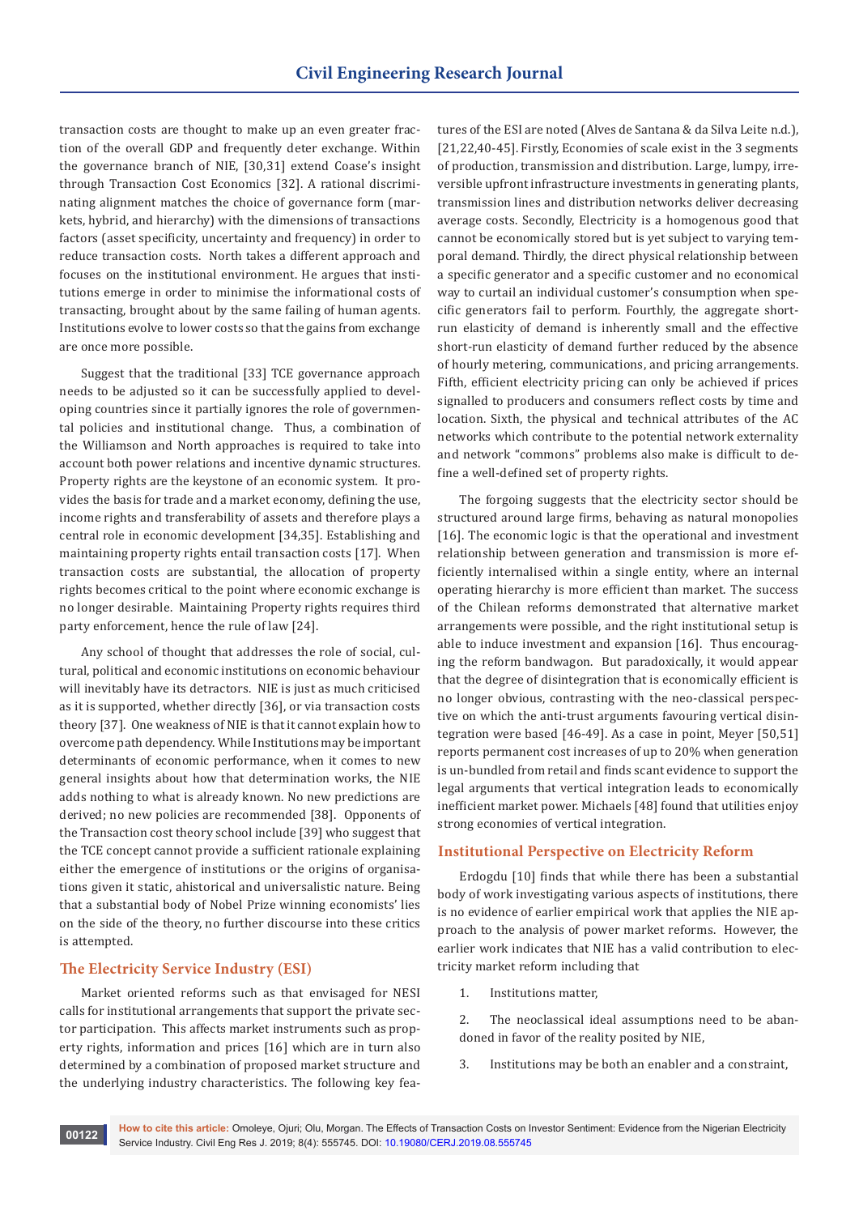transaction costs are thought to make up an even greater fraction of the overall GDP and frequently deter exchange. Within the governance branch of NIE, [30,31] extend Coase's insight through Transaction Cost Economics [32]. A rational discriminating alignment matches the choice of governance form (markets, hybrid, and hierarchy) with the dimensions of transactions factors (asset specificity, uncertainty and frequency) in order to reduce transaction costs. North takes a different approach and focuses on the institutional environment. He argues that institutions emerge in order to minimise the informational costs of transacting, brought about by the same failing of human agents. Institutions evolve to lower costs so that the gains from exchange are once more possible.

Suggest that the traditional [33] TCE governance approach needs to be adjusted so it can be successfully applied to developing countries since it partially ignores the role of governmental policies and institutional change. Thus, a combination of the Williamson and North approaches is required to take into account both power relations and incentive dynamic structures. Property rights are the keystone of an economic system. It provides the basis for trade and a market economy, defining the use, income rights and transferability of assets and therefore plays a central role in economic development [34,35]. Establishing and maintaining property rights entail transaction costs [17]. When transaction costs are substantial, the allocation of property rights becomes critical to the point where economic exchange is no longer desirable. Maintaining Property rights requires third party enforcement, hence the rule of law [24].

Any school of thought that addresses the role of social, cultural, political and economic institutions on economic behaviour will inevitably have its detractors. NIE is just as much criticised as it is supported, whether directly [36], or via transaction costs theory [37]. One weakness of NIE is that it cannot explain how to overcome path dependency. While Institutions may be important determinants of economic performance, when it comes to new general insights about how that determination works, the NIE adds nothing to what is already known. No new predictions are derived; no new policies are recommended [38]. Opponents of the Transaction cost theory school include [39] who suggest that the TCE concept cannot provide a sufficient rationale explaining either the emergence of institutions or the origins of organisations given it static, ahistorical and universalistic nature. Being that a substantial body of Nobel Prize winning economists' lies on the side of the theory, no further discourse into these critics is attempted.

## The Electricity Service Industry (ESI)

Market oriented reforms such as that envisaged for NESI calls for institutional arrangements that support the private sector participation. This affects market instruments such as property rights, information and prices [16] which are in turn also determined by a combination of proposed market structure and the underlying industry characteristics. The following key features of the ESI are noted (Alves de Santana & da Silva Leite n.d.), [21,22,40-45]. Firstly, Economies of scale exist in the 3 segments of production, transmission and distribution. Large, lumpy, irreversible upfront infrastructure investments in generating plants, transmission lines and distribution networks deliver decreasing average costs. Secondly, Electricity is a homogenous good that cannot be economically stored but is yet subject to varying temporal demand. Thirdly, the direct physical relationship between a specific generator and a specific customer and no economical way to curtail an individual customer's consumption when specific generators fail to perform. Fourthly, the aggregate short-run elasticity of demand is inherently small and the effective short-run elasticity of demand further reduced by the absence of hourly metering, communications, and pricing arrangements. Fifth, efficient electricity pricing can only be achieved if prices signalled to producers and consumers reflect costs by time and location. Sixth, the physical and technical attributes of the AC networks which contribute to the potential network externality and network "commons" problems also make is difficult to define a well-defined set of property rights.

The forgoing suggests that the electricity sector should be structured around large firms, behaving as natural monopolies [16]. The economic logic is that the operational and investment relationship between generation and transmission is more efficiently internalised within a single entity, where an internal operating hierarchy is more efficient than market. The success of the Chilean reforms demonstrated that alternative market arrangements were possible, and the right institutional setup is able to induce investment and expansion [16]. Thus encouraging the reform bandwagon. But paradoxically, it would appear that the degree of disintegration that is economically efficient is no longer obvious, contrasting with the neo-classical perspective on which the anti-trust arguments favouring vertical disintegration were based [46-49]. As a case in point, Meyer [50,51] reports permanent cost increases of up to 20% when generation is un-bundled from retail and finds scant evidence to support the legal arguments that vertical integration leads to economically inefficient market power. Michaels [48] found that utilities enjoy strong economies of vertical integration.

## Institutional Perspective on Electricity Reform

Erdogdu [10] finds that while there has been a substantial body of work investigating various aspects of institutions, there is no evidence of earlier empirical work that applies the NIE approach to the analysis of power market reforms. However, the earlier work indicates that NIE has a valid contribution to electricity market reform including that

1. Institutions matter,
2. The neoclassical ideal assumptions need to be abandoned in favor of the reality posited by NIE,
3. Institutions may be both an enabler and a constraint,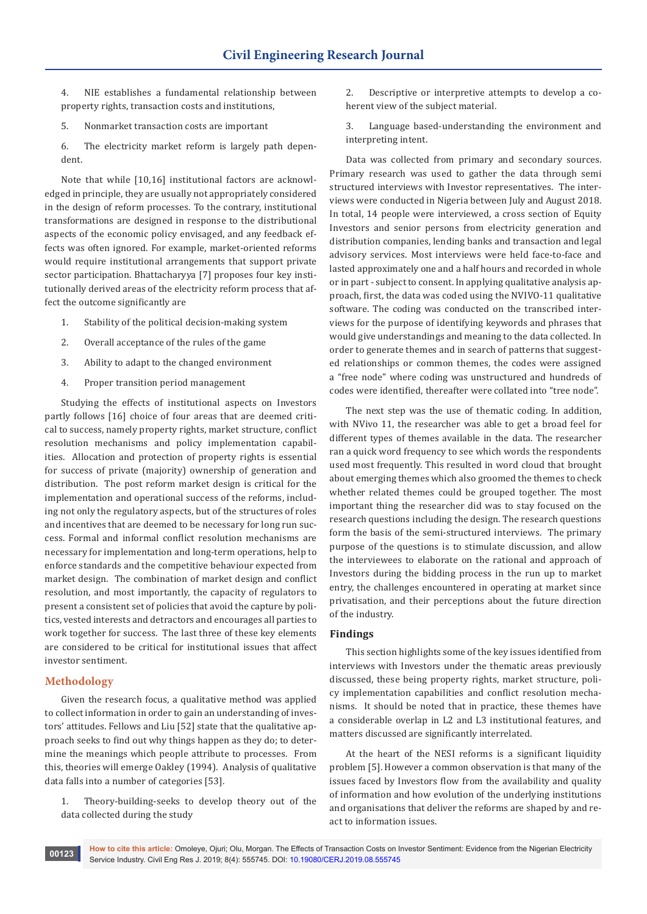4. NIE establishes a fundamental relationship between property rights, transaction costs and institutions,

5. Nonmarket transaction costs are important

6. The electricity market reform is largely path dependent.

Note that while [10,16] institutional factors are acknowledged in principle, they are usually not appropriately considered in the design of reform processes. To the contrary, institutional transformations are designed in response to the distributional aspects of the economic policy envisaged, and any feedback effects was often ignored. For example, market-oriented reforms would require institutional arrangements that support private sector participation. Bhattacharyya [7] proposes four key institutionally derived areas of the electricity reform process that affect the outcome significantly are

1. Stability of the political decision-making system
2. Overall acceptance of the rules of the game
3. Ability to adapt to the changed environment
4. Proper transition period management

Studying the effects of institutional aspects on Investors partly follows [16] choice of four areas that are deemed critical to success, namely property rights, market structure, conflict resolution mechanisms and policy implementation capabilities. Allocation and protection of property rights is essential for success of private (majority) ownership of generation and distribution. The post reform market design is critical for the implementation and operational success of the reforms, including not only the regulatory aspects, but of the structures of roles and incentives that are deemed to be necessary for long run success. Formal and informal conflict resolution mechanisms are necessary for implementation and long-term operations, help to enforce standards and the competitive behaviour expected from market design. The combination of market design and conflict resolution, and most importantly, the capacity of regulators to present a consistent set of policies that avoid the capture by politics, vested interests and detractors and encourages all parties to work together for success. The last three of these key elements are considered to be critical for institutional issues that affect investor sentiment.

## Methodology

Given the research focus, a qualitative method was applied to collect information in order to gain an understanding of investors' attitudes. Fellows and Liu [52] state that the qualitative approach seeks to find out why things happen as they do; to determine the meanings which people attribute to processes. From this, theories will emerge Oakley (1994). Analysis of qualitative data falls into a number of categories [53].

1. Theory-building-seeks to develop theory out of the data collected during the study

2. Descriptive or interpretive attempts to develop a coherent view of the subject material.

3. Language based-understanding the environment and interpreting intent.

Data was collected from primary and secondary sources. Primary research was used to gather the data through semi structured interviews with Investor representatives. The interviews were conducted in Nigeria between July and August 2018. In total, 14 people were interviewed, a cross section of Equity Investors and senior persons from electricity generation and distribution companies, lending banks and transaction and legal advisory services. Most interviews were held face-to-face and lasted approximately one and a half hours and recorded in whole or in part - subject to consent. In applying qualitative analysis approach, first, the data was coded using the NVIVO-11 qualitative software. The coding was conducted on the transcribed interviews for the purpose of identifying keywords and phrases that would give understandings and meaning to the data collected. In order to generate themes and in search of patterns that suggested relationships or common themes, the codes were assigned a "free node" where coding was unstructured and hundreds of codes were identified, thereafter were collated into "tree node".

The next step was the use of thematic coding. In addition, with NVivo 11, the researcher was able to get a broad feel for different types of themes available in the data. The researcher ran a quick word frequency to see which words the respondents used most frequently. This resulted in word cloud that brought about emerging themes which also groomed the themes to check whether related themes could be grouped together. The most important thing the researcher did was to stay focused on the research questions including the design. The research questions form the basis of the semi-structured interviews. The primary purpose of the questions is to stimulate discussion, and allow the interviewees to elaborate on the rational and approach of Investors during the bidding process in the run up to market entry, the challenges encountered in operating at market since privatisation, and their perceptions about the future direction of the industry.

## Findings

This section highlights some of the key issues identified from interviews with Investors under the thematic areas previously discussed, these being property rights, market structure, policy implementation capabilities and conflict resolution mechanisms. It should be noted that in practice, these themes have a considerable overlap in L2 and L3 institutional features, and matters discussed are significantly interrelated.

At the heart of the NESI reforms is a significant liquidity problem [5]. However a common observation is that many of the issues faced by Investors flow from the availability and quality of information and how evolution of the underlying institutions and organisations that deliver the reforms are shaped by and react to information issues.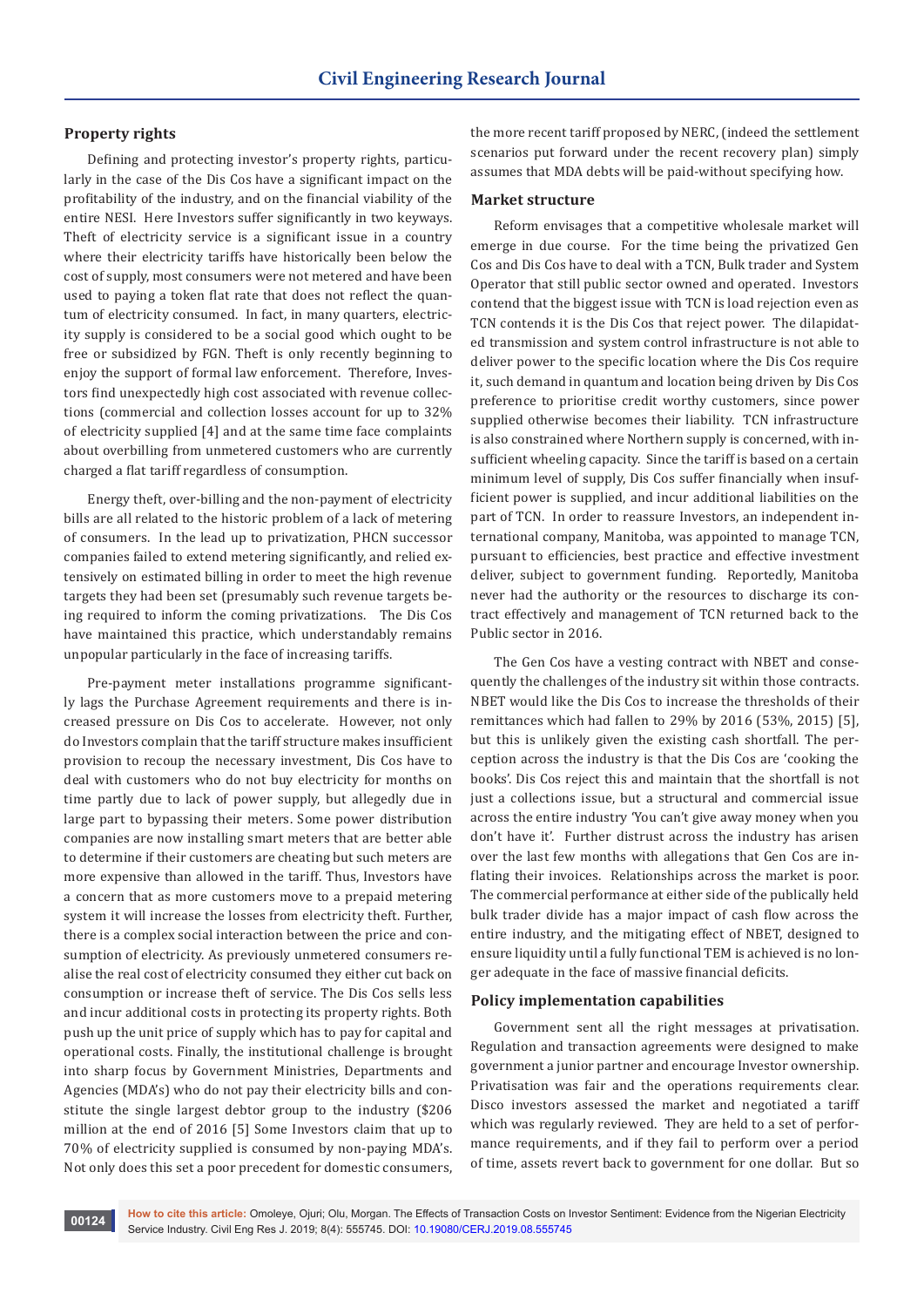## Property rights

Defining and protecting investor's property rights, particularly in the case of the Dis Cos have a significant impact on the profitability of the industry, and on the financial viability of the entire NESI. Here Investors suffer significantly in two keyways. Theft of electricity service is a significant issue in a country where their electricity tariffs have historically been below the cost of supply, most consumers were not metered and have been used to paying a token flat rate that does not reflect the quantum of electricity consumed. In fact, in many quarters, electricity supply is considered to be a social good which ought to be free or subsidized by FGN. Theft is only recently beginning to enjoy the support of formal law enforcement. Therefore, Investors find unexpectedly high cost associated with revenue collections (commercial and collection losses account for up to 32% of electricity supplied [4] and at the same time face complaints about overbilling from unmetered customers who are currently charged a flat tariff regardless of consumption.

Energy theft, over-billing and the non-payment of electricity bills are all related to the historic problem of a lack of metering of consumers. In the lead up to privatization, PHCN successor companies failed to extend metering significantly, and relied extensively on estimated billing in order to meet the high revenue targets they had been set (presumably such revenue targets being required to inform the coming privatizations. The Dis Cos have maintained this practice, which understandably remains unpopular particularly in the face of increasing tariffs.

Pre-payment meter installations programme significantly lags the Purchase Agreement requirements and there is increased pressure on Dis Cos to accelerate. However, not only do Investors complain that the tariff structure makes insufficient provision to recoup the necessary investment, Dis Cos have to deal with customers who do not buy electricity for months on time partly due to lack of power supply, but allegedly due in large part to bypassing their meters. Some power distribution companies are now installing smart meters that are better able to determine if their customers are cheating but such meters are more expensive than allowed in the tariff. Thus, Investors have a concern that as more customers move to a prepaid metering system it will increase the losses from electricity theft. Further, there is a complex social interaction between the price and consumption of electricity. As previously unmetered consumers realise the real cost of electricity consumed they either cut back on consumption or increase theft of service. The Dis Cos sells less and incur additional costs in protecting its property rights. Both push up the unit price of supply which has to pay for capital and operational costs. Finally, the institutional challenge is brought into sharp focus by Government Ministries, Departments and Agencies (MDA's) who do not pay their electricity bills and constitute the single largest debtor group to the industry ($206 million at the end of 2016 [5] Some Investors claim that up to 70% of electricity supplied is consumed by non-paying MDA's. Not only does this set a poor precedent for domestic consumers, the more recent tariff proposed by NERC, (indeed the settlement scenarios put forward under the recent recovery plan) simply assumes that MDA debts will be paid-without specifying how.

## Market structure

Reform envisages that a competitive wholesale market will emerge in due course. For the time being the privatized Gen Cos and Dis Cos have to deal with a TCN, Bulk trader and System Operator that still public sector owned and operated. Investors contend that the biggest issue with TCN is load rejection even as TCN contends it is the Dis Cos that reject power. The dilapidated transmission and system control infrastructure is not able to deliver power to the specific location where the Dis Cos require it, such demand in quantum and location being driven by Dis Cos preference to prioritise credit worthy customers, since power supplied otherwise becomes their liability. TCN infrastructure is also constrained where Northern supply is concerned, with insufficient wheeling capacity. Since the tariff is based on a certain minimum level of supply, Dis Cos suffer financially when insufficient power is supplied, and incur additional liabilities on the part of TCN. In order to reassure Investors, an independent international company, Manitoba, was appointed to manage TCN, pursuant to efficiencies, best practice and effective investment deliver, subject to government funding. Reportedly, Manitoba never had the authority or the resources to discharge its contract effectively and management of TCN returned back to the Public sector in 2016.

The Gen Cos have a vesting contract with NBET and consequently the challenges of the industry sit within those contracts. NBET would like the Dis Cos to increase the thresholds of their remittances which had fallen to 29% by 2016 (53%, 2015) [5], but this is unlikely given the existing cash shortfall. The perception across the industry is that the Dis Cos are 'cooking the books'. Dis Cos reject this and maintain that the shortfall is not just a collections issue, but a structural and commercial issue across the entire industry 'You can't give away money when you don't have it'. Further distrust across the industry has arisen over the last few months with allegations that Gen Cos are inflating their invoices. Relationships across the market is poor. The commercial performance at either side of the publically held bulk trader divide has a major impact of cash flow across the entire industry, and the mitigating effect of NBET, designed to ensure liquidity until a fully functional TEM is achieved is no longer adequate in the face of massive financial deficits.

## Policy implementation capabilities

Government sent all the right messages at privatisation. Regulation and transaction agreements were designed to make government a junior partner and encourage Investor ownership. Privatisation was fair and the operations requirements clear. Disco investors assessed the market and negotiated a tariff which was regularly reviewed. They are held to a set of performance requirements, and if they fail to perform over a period of time, assets revert back to government for one dollar. But so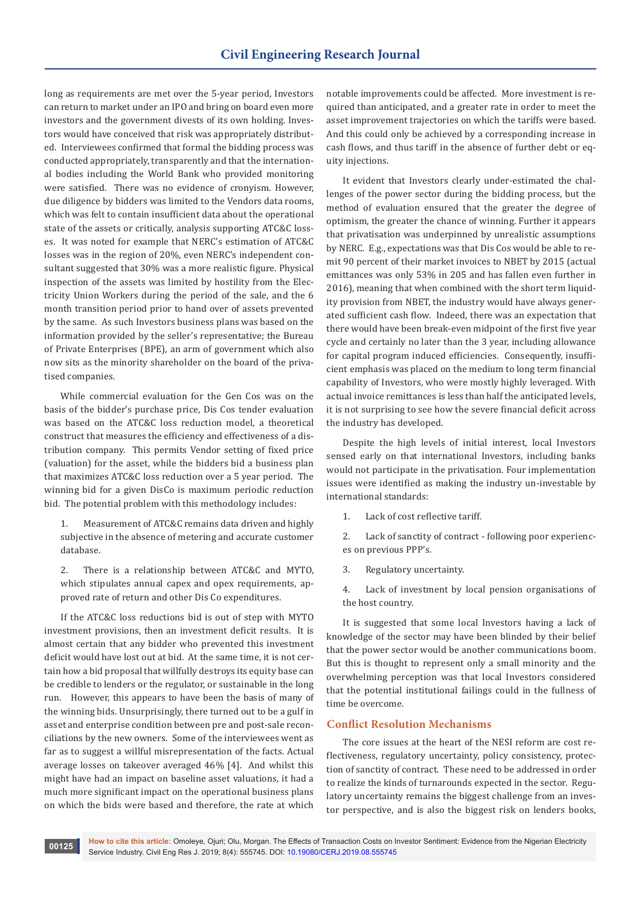long as requirements are met over the 5-year period, Investors can return to market under an IPO and bring on board even more investors and the government divests of its own holding. Investors would have conceived that risk was appropriately distributed. Interviewees confirmed that formal the bidding process was conducted appropriately, transparently and that the international bodies including the World Bank who provided monitoring were satisfied. There was no evidence of cronyism. However, due diligence by bidders was limited to the Vendors data rooms, which was felt to contain insufficient data about the operational state of the assets or critically, analysis supporting ATC&C losses. It was noted for example that NERC's estimation of ATC&C losses was in the region of 20%, even NERC's independent consultant suggested that 30% was a more realistic figure. Physical inspection of the assets was limited by hostility from the Electricity Union Workers during the period of the sale, and the 6 month transition period prior to hand over of assets prevented by the same. As such Investors business plans was based on the information provided by the seller's representative; the Bureau of Private Enterprises (BPE), an arm of government which also now sits as the minority shareholder on the board of the privatised companies.

While commercial evaluation for the Gen Cos was on the basis of the bidder's purchase price, Dis Cos tender evaluation was based on the ATC&C loss reduction model, a theoretical construct that measures the efficiency and effectiveness of a distribution company. This permits Vendor setting of fixed price (valuation) for the asset, while the bidders bid a business plan that maximizes ATC&C loss reduction over a 5 year period. The winning bid for a given DisCo is maximum periodic reduction bid. The potential problem with this methodology includes:

1. Measurement of ATC&C remains data driven and highly subjective in the absence of metering and accurate customer database.

2. There is a relationship between ATC&C and MYTO, which stipulates annual capex and opex requirements, approved rate of return and other Dis Co expenditures.

If the ATC&C loss reductions bid is out of step with MYTO investment provisions, then an investment deficit results. It is almost certain that any bidder who prevented this investment deficit would have lost out at bid. At the same time, it is not certain how a bid proposal that willfully destroys its equity base can be credible to lenders or the regulator, or sustainable in the long run. However, this appears to have been the basis of many of the winning bids. Unsurprisingly, there turned out to be a gulf in asset and enterprise condition between pre and post-sale reconciliations by the new owners. Some of the interviewees went as far as to suggest a willful misrepresentation of the facts. Actual average losses on takeover averaged 46% [4]. And whilst this might have had an impact on baseline asset valuations, it had a much more significant impact on the operational business plans on which the bids were based and therefore, the rate at which notable improvements could be affected. More investment is required than anticipated, and a greater rate in order to meet the asset improvement trajectories on which the tariffs were based. And this could only be achieved by a corresponding increase in cash flows, and thus tariff in the absence of further debt or equity injections.

It evident that Investors clearly under-estimated the challenges of the power sector during the bidding process, but the method of evaluation ensured that the greater the degree of optimism, the greater the chance of winning. Further it appears that privatisation was underpinned by unrealistic assumptions by NERC. E.g., expectations was that Dis Cos would be able to remit 90 percent of their market invoices to NBET by 2015 (actual emittances was only 53% in 205 and has fallen even further in 2016), meaning that when combined with the short term liquidity provision from NBET, the industry would have always generated sufficient cash flow. Indeed, there was an expectation that there would have been break-even midpoint of the first five year cycle and certainly no later than the 3 year, including allowance for capital program induced efficiencies. Consequently, insufficient emphasis was placed on the medium to long term financial capability of Investors, who were mostly highly leveraged. With actual invoice remittances is less than half the anticipated levels, it is not surprising to see how the severe financial deficit across the industry has developed.

Despite the high levels of initial interest, local Investors sensed early on that international Investors, including banks would not participate in the privatisation. Four implementation issues were identified as making the industry un-investable by international standards:

1. Lack of cost reflective tariff.

2. Lack of sanctity of contract - following poor experiences on previous PPP's.

3. Regulatory uncertainty.

4. Lack of investment by local pension organisations of the host country.

It is suggested that some local Investors having a lack of knowledge of the sector may have been blinded by their belief that the power sector would be another communications boom. But this is thought to represent only a small minority and the overwhelming perception was that local Investors considered that the potential institutional failings could in the fullness of time be overcome.

## Conflict Resolution Mechanisms

The core issues at the heart of the NESI reform are cost reflectiveness, regulatory uncertainty, policy consistency, protection of sanctity of contract. These need to be addressed in order to realize the kinds of turnarounds expected in the sector. Regulatory uncertainty remains the biggest challenge from an investor perspective, and is also the biggest risk on lenders books,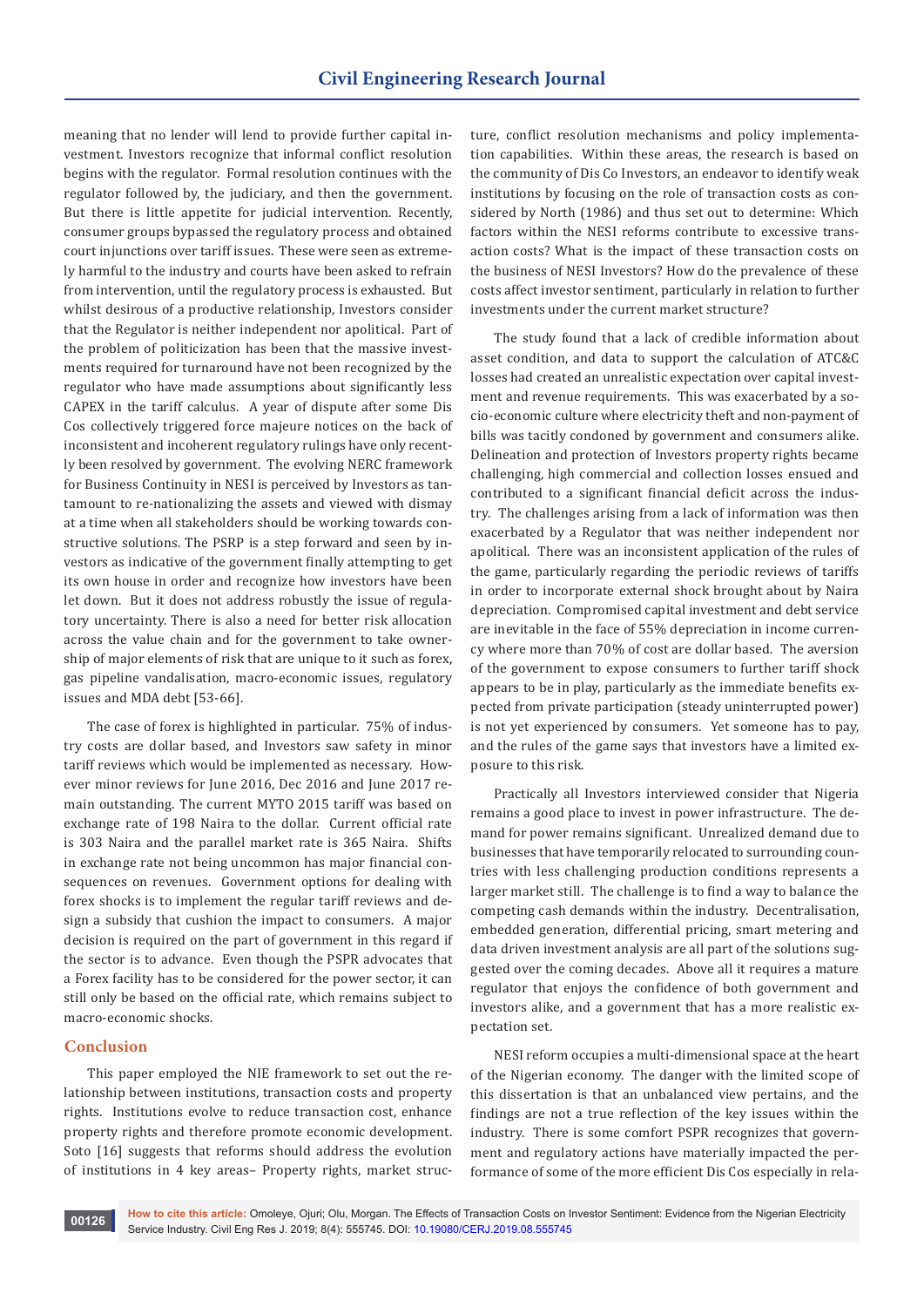meaning that no lender will lend to provide further capital investment. Investors recognize that informal conflict resolution begins with the regulator. Formal resolution continues with the regulator followed by, the judiciary, and then the government. But there is little appetite for judicial intervention. Recently, consumer groups bypassed the regulatory process and obtained court injunctions over tariff issues. These were seen as extremely harmful to the industry and courts have been asked to refrain from intervention, until the regulatory process is exhausted. But whilst desirous of a productive relationship, Investors consider that the Regulator is neither independent nor apolitical. Part of the problem of politicization has been that the massive investments required for turnaround have not been recognized by the regulator who have made assumptions about significantly less CAPEX in the tariff calculus. A year of dispute after some Dis Cos collectively triggered force majeure notices on the back of inconsistent and incoherent regulatory rulings has only recently been resolved by government. The evolving NERC framework for Business Continuity in NESI is perceived by Investors as tantamount to re-nationalizing the assets and viewed with dismay at a time when all stakeholders should be working towards constructive solutions. The PSRP is a step forward and seen by investors as indicative of the government finally attempting to get its own house in order and recognize how investors have been let down. But it does not address robustly the issue of regulatory uncertainty. There is also a need for better risk allocation across the value chain and for the government to take ownership of major elements of risk that are unique to it such as forex, gas pipeline vandalisation, macro-economic issues, regulatory issues and MDA debt [53-66].

The case of forex is highlighted in particular. 75% of industry costs are dollar based, and Investors saw safety in minor tariff reviews which would be implemented as necessary. However minor reviews for June 2016, Dec 2016 and June 2017 remain outstanding. The current MYTO 2015 tariff was based on exchange rate of 198 Naira to the dollar. Current official rate is 303 Naira and the parallel market rate is 365 Naira. Shifts in exchange rate not being uncommon has major financial consequences on revenues. Government options for dealing with forex shocks is to implement the regular tariff reviews and design a subsidy that cushion the impact to consumers. A major decision is required on the part of government in this regard if the sector is to advance. Even though the PSPR advocates that a Forex facility has to be considered for the power sector, it can still only be based on the official rate, which remains subject to macro-economic shocks.

## Conclusion

This paper employed the NIE framework to set out the relationship between institutions, transaction costs and property rights. Institutions evolve to reduce transaction cost, enhance property rights and therefore promote economic development. Soto [16] suggests that reforms should address the evolution of institutions in 4 key areas– Property rights, market structure, conflict resolution mechanisms and policy implementation capabilities. Within these areas, the research is based on the community of Dis Co Investors, an endeavor to identify weak institutions by focusing on the role of transaction costs as considered by North (1986) and thus set out to determine: Which factors within the NESI reforms contribute to excessive transaction costs? What is the impact of these transaction costs on the business of NESI Investors? How do the prevalence of these costs affect investor sentiment, particularly in relation to further investments under the current market structure?

The study found that a lack of credible information about asset condition, and data to support the calculation of ATC&C losses had created an unrealistic expectation over capital investment and revenue requirements. This was exacerbated by a socio-economic culture where electricity theft and non-payment of bills was tacitly condoned by government and consumers alike. Delineation and protection of Investors property rights became challenging, high commercial and collection losses ensued and contributed to a significant financial deficit across the industry. The challenges arising from a lack of information was then exacerbated by a Regulator that was neither independent nor apolitical. There was an inconsistent application of the rules of the game, particularly regarding the periodic reviews of tariffs in order to incorporate external shock brought about by Naira depreciation. Compromised capital investment and debt service are inevitable in the face of 55% depreciation in income currency where more than 70% of cost are dollar based. The aversion of the government to expose consumers to further tariff shock appears to be in play, particularly as the immediate benefits expected from private participation (steady uninterrupted power) is not yet experienced by consumers. Yet someone has to pay, and the rules of the game says that investors have a limited exposure to this risk.

Practically all Investors interviewed consider that Nigeria remains a good place to invest in power infrastructure. The demand for power remains significant. Unrealized demand due to businesses that have temporarily relocated to surrounding countries with less challenging production conditions represents a larger market still. The challenge is to find a way to balance the competing cash demands within the industry. Decentralisation, embedded generation, differential pricing, smart metering and data driven investment analysis are all part of the solutions suggested over the coming decades. Above all it requires a mature regulator that enjoys the confidence of both government and investors alike, and a government that has a more realistic expectation set.

NESI reform occupies a multi-dimensional space at the heart of the Nigerian economy. The danger with the limited scope of this dissertation is that an unbalanced view pertains, and the findings are not a true reflection of the key issues within the industry. There is some comfort PSPR recognizes that government and regulatory actions have materially impacted the performance of some of the more efficient Dis Cos especially in rela-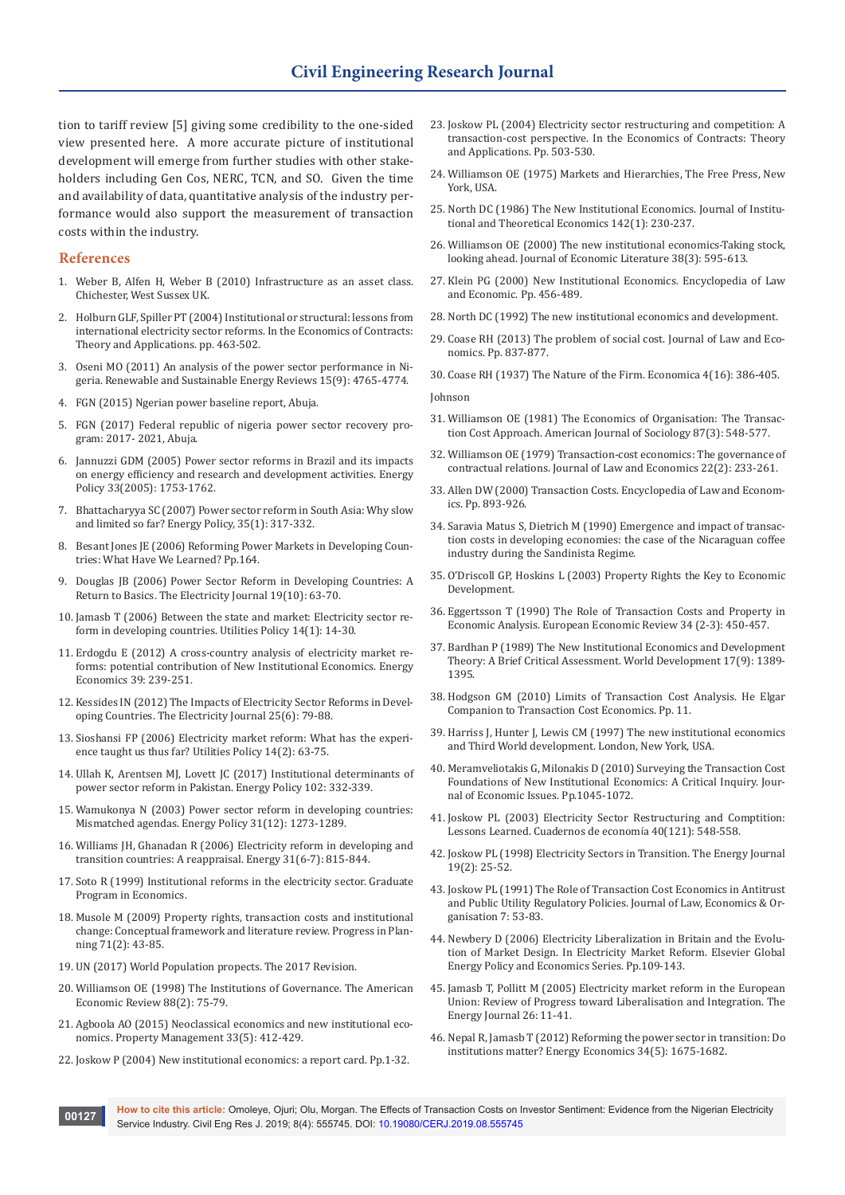tion to tariff review [5] giving some credibility to the one-sided view presented here. A more accurate picture of institutional development will emerge from further studies with other stakeholders including Gen Cos, NERC, TCN, and SO. Given the time and availability of data, quantitative analysis of the industry performance would also support the measurement of transaction costs within the industry.

## References

1. Weber B, Alfen H, Weber B (2010) Infrastructure as an asset class. Chichester, West Sussex UK.
2. Holburn GLF, Spiller PT (2004) Institutional or structural: lessons from international electricity sector reforms. In the Economics of Contracts: Theory and Applications. pp. 463-502.
3. Oseni MO (2011) An analysis of the power sector performance in Nigeria. Renewable and Sustainable Energy Reviews 15(9): 4765-4774.
4. FGN (2015) Ngerian power baseline report, Abuja.
5. FGN (2017) Federal republic of nigeria power sector recovery program: 2017- 2021, Abuja.
6. Jannuzzi GDM (2005) Power sector reforms in Brazil and its impacts on energy efficiency and research and development activities. Energy Policy 33(2005): 1753-1762.
7. Bhattacharyya SC (2007) Power sector reform in South Asia: Why slow and limited so far? Energy Policy, 35(1): 317-332.
8. Besant Jones JE (2006) Reforming Power Markets in Developing Countries: What Have We Learned? Pp.164.
9. Douglas JB (2006) Power Sector Reform in Developing Countries: A Return to Basics. The Electricity Journal 19(10): 63-70.
10. Jamasb T (2006) Between the state and market: Electricity sector reform in developing countries. Utilities Policy 14(1): 14-30.
11. Erdogdu E (2012) A cross-country analysis of electricity market reforms: potential contribution of New Institutional Economics. Energy Economics 39: 239-251.
12. Kessides IN (2012) The Impacts of Electricity Sector Reforms in Developing Countries. The Electricity Journal 25(6): 79-88.
13. Sioshansi FP (2006) Electricity market reform: What has the experience taught us thus far? Utilities Policy 14(2): 63-75.
14. Ullah K, Arentsen MJ, Lovett JC (2017) Institutional determinants of power sector reform in Pakistan. Energy Policy 102: 332-339.
15. Wamukonya N (2003) Power sector reform in developing countries: Mismatched agendas. Energy Policy 31(12): 1273-1289.
16. Williams JH, Ghanadan R (2006) Electricity reform in developing and transition countries: A reappraisal. Energy 31(6-7): 815-844.
17. Soto R (1999) Institutional reforms in the electricity sector. Graduate Program in Economics.
18. Musole M (2009) Property rights, transaction costs and institutional change: Conceptual framework and literature review. Progress in Planning 71(2): 43-85.
19. UN (2017) World Population propects. The 2017 Revision.
20. Williamson OE (1998) The Institutions of Governance. The American Economic Review 88(2): 75-79.
21. Agboola AO (2015) Neoclassical economics and new institutional economics. Property Management 33(5): 412-429.
22. Joskow P (2004) New institutional economics: a report card. Pp.1-32.
23. Joskow PL (2004) Electricity sector restructuring and competition: A transaction-cost perspective. In the Economics of Contracts: Theory and Applications. Pp. 503-530.
24. Williamson OE (1975) Markets and Hierarchies, The Free Press, New York, USA.
25. North DC (1986) The New Institutional Economics. Journal of Institutional and Theoretical Economics 142(1): 230-237.
26. Williamson OE (2000) The new institutional economics-Taking stock, looking ahead. Journal of Economic Literature 38(3): 595-613.
27. Klein PG (2000) New Institutional Economics. Encyclopedia of Law and Economic. Pp. 456-489.
28. North DC (1992) The new institutional economics and development.
29. Coase RH (2013) The problem of social cost. Journal of Law and Economics. Pp. 837-877.
30. Coase RH (1937) The Nature of the Firm. Economica 4(16): 386-405.

Johnson

31. Williamson OE (1981) The Economics of Organisation: The Transaction Cost Approach. American Journal of Sociology 87(3): 548-577.
32. Williamson OE (1979) Transaction-cost economics: The governance of contractual relations. Journal of Law and Economics 22(2): 233-261.
33. Allen DW (2000) Transaction Costs. Encyclopedia of Law and Economics. Pp. 893-926.
34. Saravia Matus S, Dietrich M (1990) Emergence and impact of transaction costs in developing economies: the case of the Nicaraguan coffee industry during the Sandinista Regime.
35. O'Driscoll GP, Hoskins L (2003) Property Rights the Key to Economic Development.
36. Eggertsson T (1990) The Role of Transaction Costs and Property in Economic Analysis. European Economic Review 34 (2-3): 450-457.
37. Bardhan P (1989) The New Institutional Economics and Development Theory: A Brief Critical Assessment. World Development 17(9): 1389-1395.
38. Hodgson GM (2010) Limits of Transaction Cost Analysis. He Elgar Companion to Transaction Cost Economics. Pp. 11.
39. Harriss J, Hunter J, Lewis CM (1997) The new institutional economics and Third World development. London, New York, USA.
40. Meramveliotakis G, Milonakis D (2010) Surveying the Transaction Cost Foundations of New Institutional Economics: A Critical Inquiry. Journal of Economic Issues. Pp.1045-1072.
41. Joskow PL (2003) Electricity Sector Restructuring and Comptition: Lessons Learned. Cuadernos de economía 40(121): 548-558.
42. Joskow PL (1998) Electricity Sectors in Transition. The Energy Journal 19(2): 25-52.
43. Joskow PL (1991) The Role of Transaction Cost Economics in Antitrust and Public Utility Regulatory Policies. Journal of Law, Economics & Organisation 7: 53-83.
44. Newbery D (2006) Electricity Liberalization in Britain and the Evolution of Market Design. In Electricity Market Reform. Elsevier Global Energy Policy and Economics Series. Pp.109-143.
45. Jamasb T, Pollitt M (2005) Electricity market reform in the European Union: Review of Progress toward Liberalisation and Integration. The Energy Journal 26: 11-41.
46. Nepal R, Jamasb T (2012) Reforming the power sector in transition: Do institutions matter? Energy Economics 34(5): 1675-1682.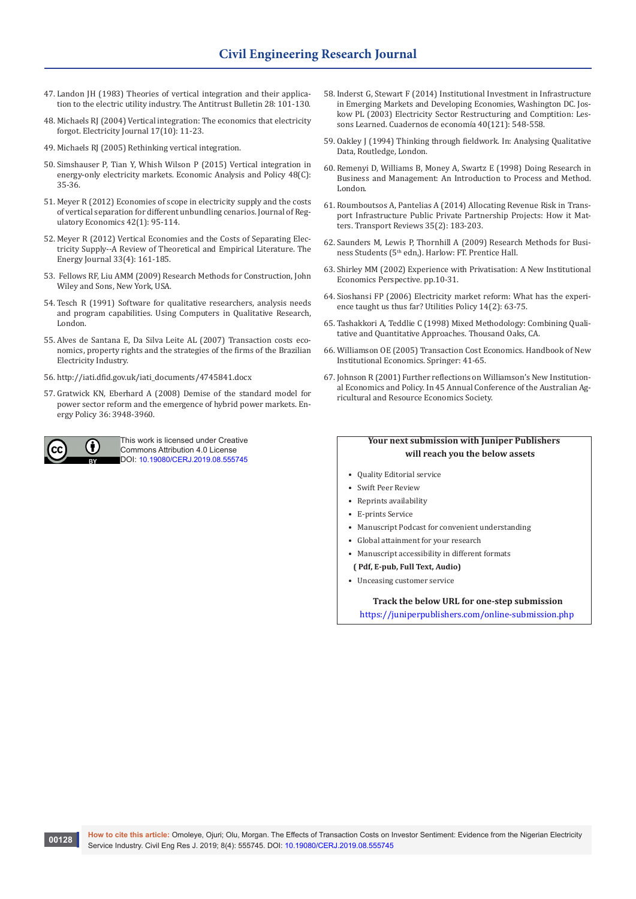47. Landon JH (1983) Theories of vertical integration and their application to the electric utility industry. The Antitrust Bulletin 28: 101-130.

48. Michaels RJ (2004) Vertical integration: The economics that electricity forgot. Electricity Journal 17(10): 11-23.

49. Michaels RJ (2005) Rethinking vertical integration.

50. Simshauser P, Tian Y, Whish Wilson P (2015) Vertical integration in energy-only electricity markets. Economic Analysis and Policy 48(C): 35-36.

51. Meyer R (2012) Economies of scope in electricity supply and the costs of vertical separation for different unbundling cenarios. Journal of Regulatory Economics 42(1): 95-114.

52. Meyer R (2012) Vertical Economies and the Costs of Separating Electricity Supply--A Review of Theoretical and Empirical Literature. The Energy Journal 33(4): 161-185.

53. Fellows RF, Liu AMM (2009) Research Methods for Construction, John Wiley and Sons, New York, USA.

54. Tesch R (1991) Software for qualitative researchers, analysis needs and program capabilities. Using Computers in Qualitative Research, London.

55. Alves de Santana E, Da Silva Leite AL (2007) Transaction costs economics, property rights and the strategies of the firms of the Brazilian Electricity Industry.

56. http://iati.dfid.gov.uk/iati_documents/4745841.docx

57. Gratwick KN, Eberhard A (2008) Demise of the standard model for power sector reform and the emergence of hybrid power markets. Energy Policy 36: 3948-3960.

58. Inderst G, Stewart F (2014) Institutional Investment in Infrastructure in Emerging Markets and Developing Economies, Washington DC. Joskow PL (2003) Electricity Sector Restructuring and Comptition: Lessons Learned. Cuadernos de economía 40(121): 548-558.

59. Oakley J (1994) Thinking through fieldwork. In: Analysing Qualitative Data, Routledge, London.

60. Remenyi D, Williams B, Money A, Swartz E (1998) Doing Research in Business and Management: An Introduction to Process and Method. London.

61. Roumboutsos A, Pantelias A (2014) Allocating Revenue Risk in Transport Infrastructure Public Private Partnership Projects: How it Matters. Transport Reviews 35(2): 183-203.

62. Saunders M, Lewis P, Thornhill A (2009) Research Methods for Business Students (5th edn,). Harlow: FT. Prentice Hall.

63. Shirley MM (2002) Experience with Privatisation: A New Institutional Economics Perspective. pp.10-31.

64. Sioshansi FP (2006) Electricity market reform: What has the experience taught us thus far? Utilities Policy 14(2): 63-75.

65. Tashakkori A, Teddlie C (1998) Mixed Methodology: Combining Qualitative and Quantitative Approaches. Thousand Oaks, CA.

66. Williamson OE (2005) Transaction Cost Economics. Handbook of New Institutional Economics. Springer: 41-65.

67. Johnson R (2001) Further reflections on Williamson's New Institutional Economics and Policy. In 45 Annual Conference of the Australian Agricultural and Resource Economics Society.

This work is licensed under Creative Commons Attribution 4.0 License
DOI: 10.19080/CERJ.2019.08.555745

**Your next submission with Juniper Publishers will reach you the below assets**

- Quality Editorial service
- Swift Peer Review
- Reprints availability
- E-prints Service
- Manuscript Podcast for convenient understanding
- Global attainment for your research
- Manuscript accessibility in different formats

**( Pdf, E-pub, Full Text, Audio)**

- Unceasing customer service

**Track the below URL for one-step submission**
https://juniperpublishers.com/online-submission.php

**How to cite this article:** Omoleye, Ojuri; Olu, Morgan. The Effects of Transaction Costs on Investor Sentiment: Evidence from the Nigerian Electricity Service Industry. Civil Eng Res J. 2019; 8(4): 555745. DOI: 10.19080/CERJ.2019.08.555745